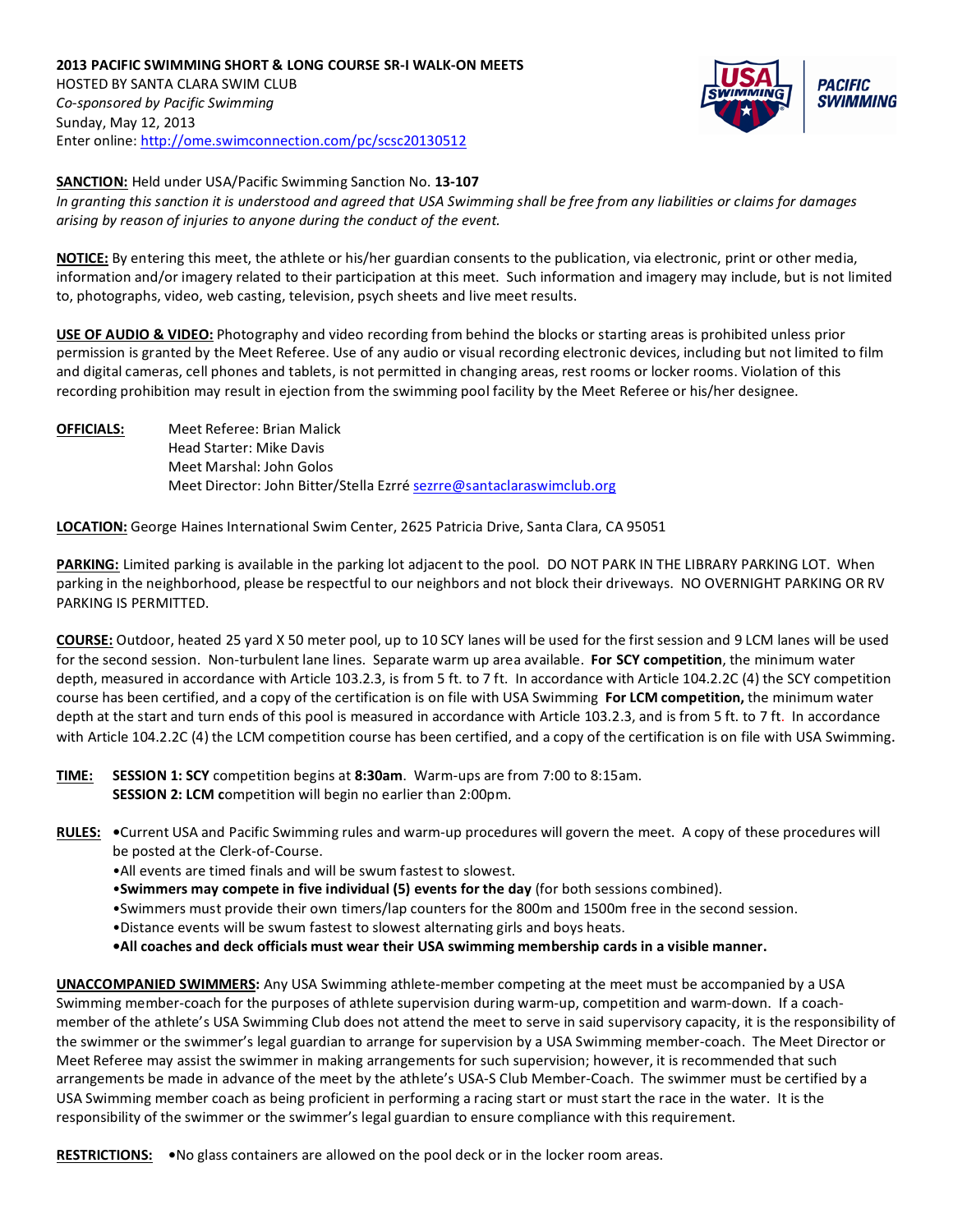**2013 PACIFIC SWIMMING SHORT & LONG COURSE SR-I WALK-ON MEETS**
HOSTED BY SANTA CLARA SWIM CLUB
*Co-sponsored by Pacific Swimming*
Sunday, May 12, 2013
Enter online: http://ome.swimconnection.com/pc/scsc20130512

**SANCTION:** Held under USA/Pacific Swimming Sanction No. **13-107**
*In granting this sanction it is understood and agreed that USA Swimming shall be free from any liabilities or claims for damages arising by reason of injuries to anyone during the conduct of the event.*

**NOTICE:** By entering this meet, the athlete or his/her guardian consents to the publication, via electronic, print or other media, information and/or imagery related to their participation at this meet. Such information and imagery may include, but is not limited to, photographs, video, web casting, television, psych sheets and live meet results.

**USE OF AUDIO & VIDEO:** Photography and video recording from behind the blocks or starting areas is prohibited unless prior permission is granted by the Meet Referee. Use of any audio or visual recording electronic devices, including but not limited to film and digital cameras, cell phones and tablets, is not permitted in changing areas, rest rooms or locker rooms. Violation of this recording prohibition may result in ejection from the swimming pool facility by the Meet Referee or his/her designee.

**OFFICIALS:**
Meet Referee: Brian Malick
Head Starter: Mike Davis
Meet Marshal: John Golos
Meet Director: John Bitter/Stella Ezrré sezrre@santaclaraswimclub.org

**LOCATION:** George Haines International Swim Center, 2625 Patricia Drive, Santa Clara, CA 95051

**PARKING:** Limited parking is available in the parking lot adjacent to the pool. DO NOT PARK IN THE LIBRARY PARKING LOT. When parking in the neighborhood, please be respectful to our neighbors and not block their driveways. NO OVERNIGHT PARKING OR RV PARKING IS PERMITTED.

**COURSE:** Outdoor, heated 25 yard X 50 meter pool, up to 10 SCY lanes will be used for the first session and 9 LCM lanes will be used for the second session. Non-turbulent lane lines. Separate warm up area available. **For SCY competition**, the minimum water depth, measured in accordance with Article 103.2.3, is from 5 ft. to 7 ft. In accordance with Article 104.2.2C (4) the SCY competition course has been certified, and a copy of the certification is on file with USA Swimming **For LCM competition,** the minimum water depth at the start and turn ends of this pool is measured in accordance with Article 103.2.3, and is from 5 ft. to 7 ft. In accordance with Article 104.2.2C (4) the LCM competition course has been certified, and a copy of the certification is on file with USA Swimming.

**TIME:** **SESSION 1: SCY** competition begins at **8:30am**. Warm-ups are from 7:00 to 8:15am.
**SESSION 2: LCM c**ompetition will begin no earlier than 2:00pm.

**RULES:**
- Current USA and Pacific Swimming rules and warm-up procedures will govern the meet. A copy of these procedures will be posted at the Clerk-of-Course.
- All events are timed finals and will be swum fastest to slowest.
- **Swimmers may compete in five individual (5) events for the day** (for both sessions combined).
- Swimmers must provide their own timers/lap counters for the 800m and 1500m free in the second session.
- Distance events will be swum fastest to slowest alternating girls and boys heats.
- **All coaches and deck officials must wear their USA swimming membership cards in a visible manner.**

**UNACCOMPANIED SWIMMERS:** Any USA Swimming athlete-member competing at the meet must be accompanied by a USA Swimming member-coach for the purposes of athlete supervision during warm-up, competition and warm-down. If a coach-member of the athlete's USA Swimming Club does not attend the meet to serve in said supervisory capacity, it is the responsibility of the swimmer or the swimmer's legal guardian to arrange for supervision by a USA Swimming member-coach. The Meet Director or Meet Referee may assist the swimmer in making arrangements for such supervision; however, it is recommended that such arrangements be made in advance of the meet by the athlete's USA-S Club Member-Coach. The swimmer must be certified by a USA Swimming member coach as being proficient in performing a racing start or must start the race in the water. It is the responsibility of the swimmer or the swimmer's legal guardian to ensure compliance with this requirement.

**RESTRICTIONS:**
- No glass containers are allowed on the pool deck or in the locker room areas.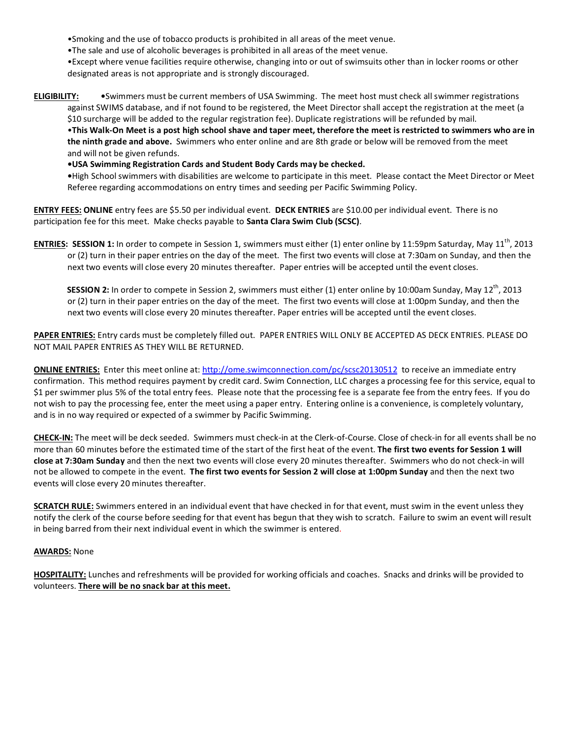- •Smoking and the use of tobacco products is prohibited in all areas of the meet venue.
- •The sale and use of alcoholic beverages is prohibited in all areas of the meet venue.
- •Except where venue facilities require otherwise, changing into or out of swimsuits other than in locker rooms or other designated areas is not appropriate and is strongly discouraged.

**ELIGIBILITY:** •Swimmers must be current members of USA Swimming. The meet host must check all swimmer registrations against SWIMS database, and if not found to be registered, the Meet Director shall accept the registration at the meet (a $10 surcharge will be added to the regular registration fee). Duplicate registrations will be refunded by mail.

**•This Walk-On Meet is a post high school shave and taper meet, therefore the meet is restricted to swimmers who are in the ninth grade and above.** Swimmers who enter online and are 8th grade or below will be removed from the meet and will not be given refunds.

**•USA Swimming Registration Cards and Student Body Cards may be checked.**

•High School swimmers with disabilities are welcome to participate in this meet. Please contact the Meet Director or Meet Referee regarding accommodations on entry times and seeding per Pacific Swimming Policy.

**ENTRY FEES: ONLINE** entry fees are $5.50 per individual event. **DECK ENTRIES** are $10.00 per individual event. There is no participation fee for this meet. Make checks payable to **Santa Clara Swim Club (SCSC)**.

**ENTRIES: SESSION 1:** In order to compete in Session 1, swimmers must either (1) enter online by 11:59pm Saturday, May 11th, 2013 or (2) turn in their paper entries on the day of the meet. The first two events will close at 7:30am on Sunday, and then the next two events will close every 20 minutes thereafter. Paper entries will be accepted until the event closes.

**SESSION 2:** In order to compete in Session 2, swimmers must either (1) enter online by 10:00am Sunday, May 12th, 2013 or (2) turn in their paper entries on the day of the meet. The first two events will close at 1:00pm Sunday, and then the next two events will close every 20 minutes thereafter. Paper entries will be accepted until the event closes.

**PAPER ENTRIES:** Entry cards must be completely filled out. PAPER ENTRIES WILL ONLY BE ACCEPTED AS DECK ENTRIES. PLEASE DO NOT MAIL PAPER ENTRIES AS THEY WILL BE RETURNED.

**ONLINE ENTRIES:** Enter this meet online at: http://ome.swimconnection.com/pc/scsc20130512 to receive an immediate entry confirmation. This method requires payment by credit card. Swim Connection, LLC charges a processing fee for this service, equal to $1 per swimmer plus 5% of the total entry fees. Please note that the processing fee is a separate fee from the entry fees. If you do not wish to pay the processing fee, enter the meet using a paper entry. Entering online is a convenience, is completely voluntary, and is in no way required or expected of a swimmer by Pacific Swimming.

**CHECK-IN:** The meet will be deck seeded. Swimmers must check-in at the Clerk-of-Course. Close of check-in for all events shall be no more than 60 minutes before the estimated time of the start of the first heat of the event. **The first two events for Session 1 will close at 7:30am Sunday** and then the next two events will close every 20 minutes thereafter. Swimmers who do not check-in will not be allowed to compete in the event. **The first two events for Session 2 will close at 1:00pm Sunday** and then the next two events will close every 20 minutes thereafter.

**SCRATCH RULE:** Swimmers entered in an individual event that have checked in for that event, must swim in the event unless they notify the clerk of the course before seeding for that event has begun that they wish to scratch. Failure to swim an event will result in being barred from their next individual event in which the swimmer is entered.

**AWARDS:** None

**HOSPITALITY:** Lunches and refreshments will be provided for working officials and coaches. Snacks and drinks will be provided to volunteers. **There will be no snack bar at this meet.**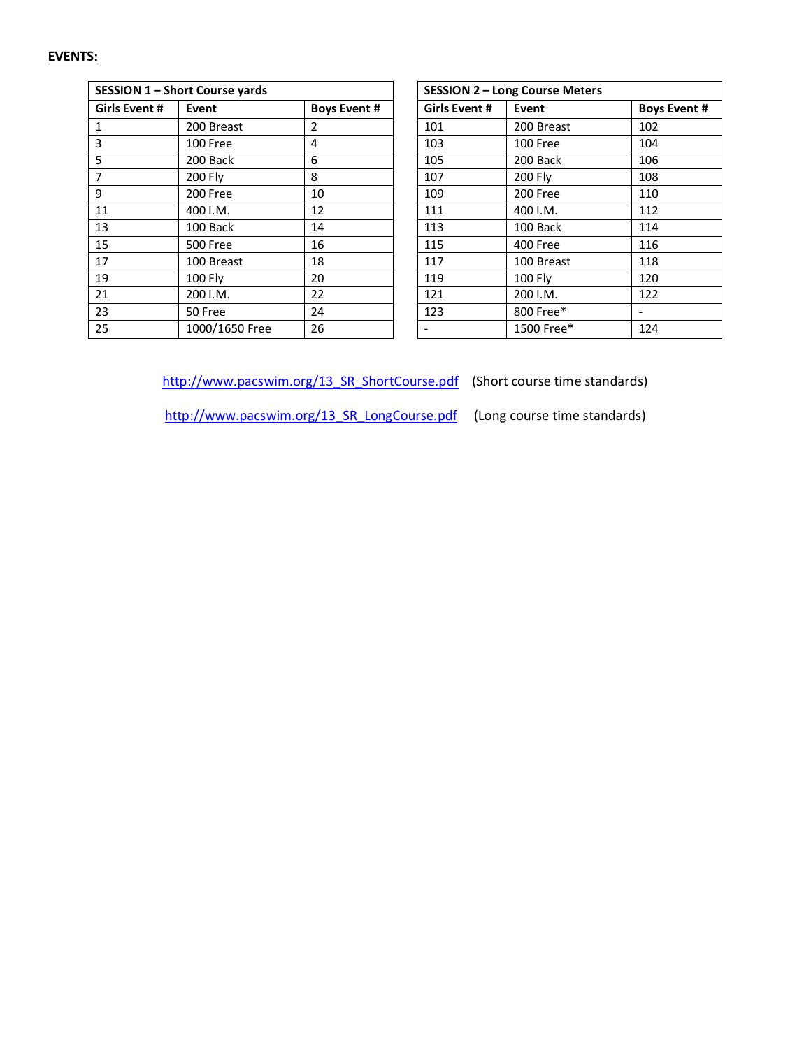**EVENTS:**

| SESSION 1 – Short Course yards | | |
|---|---|---|
| **Girls Event #** | **Event** | **Boys Event #** |
| 1 | 200 Breast | 2 |
| 3 | 100 Free | 4 |
| 5 | 200 Back | 6 |
| 7 | 200 Fly | 8 |
| 9 | 200 Free | 10 |
| 11 | 400 I.M. | 12 |
| 13 | 100 Back | 14 |
| 15 | 500 Free | 16 |
| 17 | 100 Breast | 18 |
| 19 | 100 Fly | 20 |
| 21 | 200 I.M. | 22 |
| 23 | 50 Free | 24 |
| 25 | 1000/1650 Free | 26 |

| SESSION 2 – Long Course Meters | | |
|---|---|---|
| **Girls Event #** | **Event** | **Boys Event #** |
| 101 | 200 Breast | 102 |
| 103 | 100 Free | 104 |
| 105 | 200 Back | 106 |
| 107 | 200 Fly | 108 |
| 109 | 200 Free | 110 |
| 111 | 400 I.M. | 112 |
| 113 | 100 Back | 114 |
| 115 | 400 Free | 116 |
| 117 | 100 Breast | 118 |
| 119 | 100 Fly | 120 |
| 121 | 200 I.M. | 122 |
| 123 | 800 Free* | - |
| - | 1500 Free* | 124 |

http://www.pacswim.org/13_SR_ShortCourse.pdf (Short course time standards)

http://www.pacswim.org/13_SR_LongCourse.pdf (Long course time standards)